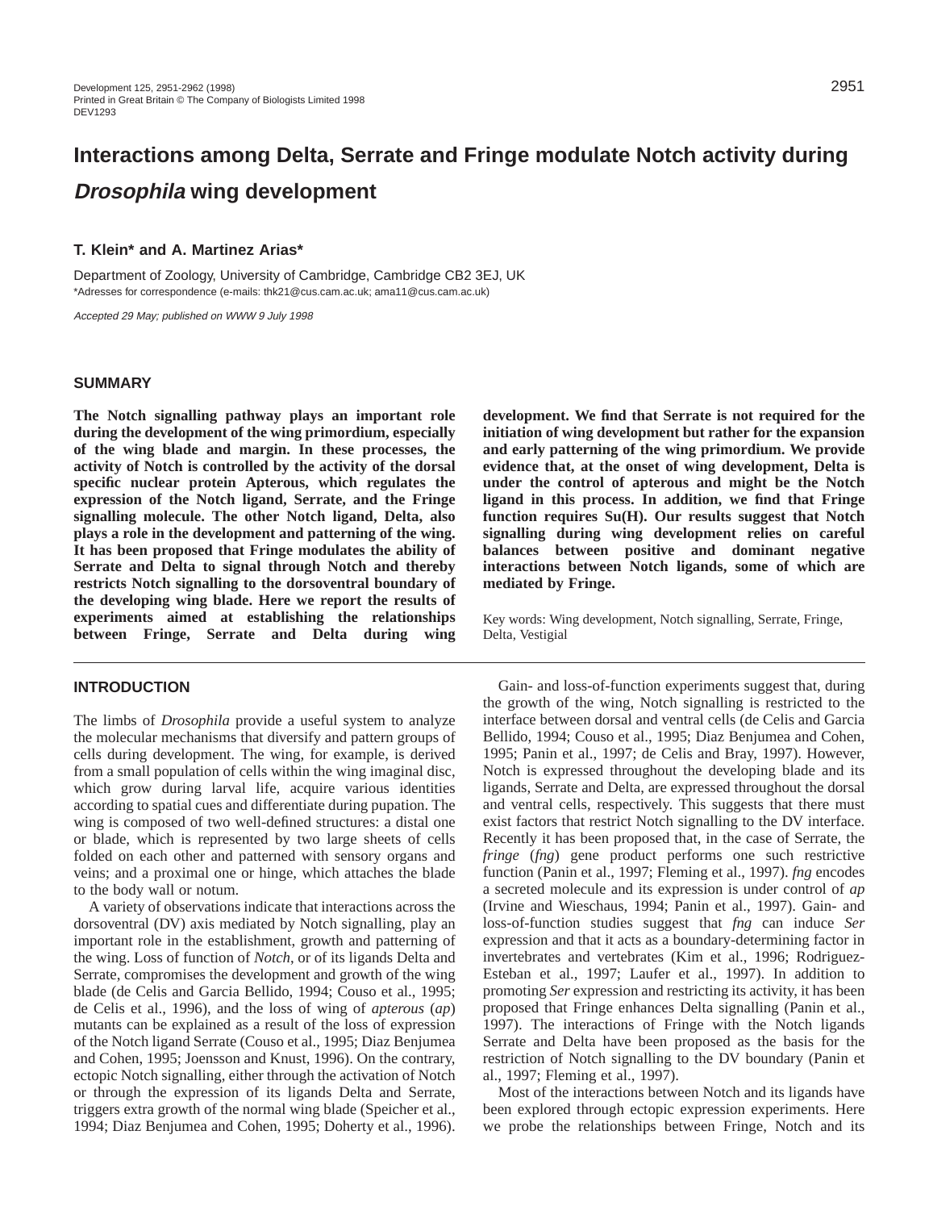# Interactions among Delta, Serrate and Fringe modulate Notch activity during *Drosophila* wing development

**T. Klein\* and A. Martinez Arias\***

Department of Zoology, University of Cambridge, Cambridge CB2 3EJ, UK
\*Adresses for correspondence (e-mails: thk21@cus.cam.ac.uk; ama11@cus.cam.ac.uk)

*Accepted 29 May; published on WWW 9 July 1998*

## SUMMARY

**The Notch signalling pathway plays an important role during the development of the wing primordium, especially of the wing blade and margin. In these processes, the activity of Notch is controlled by the activity of the dorsal specific nuclear protein Apterous, which regulates the expression of the Notch ligand, Serrate, and the Fringe signalling molecule. The other Notch ligand, Delta, also plays a role in the development and patterning of the wing. It has been proposed that Fringe modulates the ability of Serrate and Delta to signal through Notch and thereby restricts Notch signalling to the dorsoventral boundary of the developing wing blade. Here we report the results of experiments aimed at establishing the relationships between Fringe, Serrate and Delta during wing development. We find that Serrate is not required for the initiation of wing development but rather for the expansion and early patterning of the wing primordium. We provide evidence that, at the onset of wing development, Delta is under the control of apterous and might be the Notch ligand in this process. In addition, we find that Fringe function requires Su(H). Our results suggest that Notch signalling during wing development relies on careful balances between positive and dominant negative interactions between Notch ligands, some of which are mediated by Fringe.**

Key words: Wing development, Notch signalling, Serrate, Fringe, Delta, Vestigial

## INTRODUCTION

The limbs of *Drosophila* provide a useful system to analyze the molecular mechanisms that diversify and pattern groups of cells during development. The wing, for example, is derived from a small population of cells within the wing imaginal disc, which grow during larval life, acquire various identities according to spatial cues and differentiate during pupation. The wing is composed of two well-defined structures: a distal one or blade, which is represented by two large sheets of cells folded on each other and patterned with sensory organs and veins; and a proximal one or hinge, which attaches the blade to the body wall or notum.

A variety of observations indicate that interactions across the dorsoventral (DV) axis mediated by Notch signalling, play an important role in the establishment, growth and patterning of the wing. Loss of function of *Notch*, or of its ligands Delta and Serrate, compromises the development and growth of the wing blade (de Celis and Garcia Bellido, 1994; Couso et al., 1995; de Celis et al., 1996), and the loss of wing of *apterous* (*ap*) mutants can be explained as a result of the loss of expression of the Notch ligand Serrate (Couso et al., 1995; Diaz Benjumea and Cohen, 1995; Joensson and Knust, 1996). On the contrary, ectopic Notch signalling, either through the activation of Notch or through the expression of its ligands Delta and Serrate, triggers extra growth of the normal wing blade (Speicher et al., 1994; Diaz Benjumea and Cohen, 1995; Doherty et al., 1996).

Gain- and loss-of-function experiments suggest that, during the growth of the wing, Notch signalling is restricted to the interface between dorsal and ventral cells (de Celis and Garcia Bellido, 1994; Couso et al., 1995; Diaz Benjumea and Cohen, 1995; Panin et al., 1997; de Celis and Bray, 1997). However, Notch is expressed throughout the developing blade and its ligands, Serrate and Delta, are expressed throughout the dorsal and ventral cells, respectively. This suggests that there must exist factors that restrict Notch signalling to the DV interface. Recently it has been proposed that, in the case of Serrate, the *fringe* (*fng*) gene product performs one such restrictive function (Panin et al., 1997; Fleming et al., 1997). *fng* encodes a secreted molecule and its expression is under control of *ap* (Irvine and Wieschaus, 1994; Panin et al., 1997). Gain- and loss-of-function studies suggest that *fng* can induce *Ser* expression and that it acts as a boundary-determining factor in invertebrates and vertebrates (Kim et al., 1996; Rodriguez-Esteban et al., 1997; Laufer et al., 1997). In addition to promoting *Ser* expression and restricting its activity, it has been proposed that Fringe enhances Delta signalling (Panin et al., 1997). The interactions of Fringe with the Notch ligands Serrate and Delta have been proposed as the basis for the restriction of Notch signalling to the DV boundary (Panin et al., 1997; Fleming et al., 1997).

Most of the interactions between Notch and its ligands have been explored through ectopic expression experiments. Here we probe the relationships between Fringe, Notch and its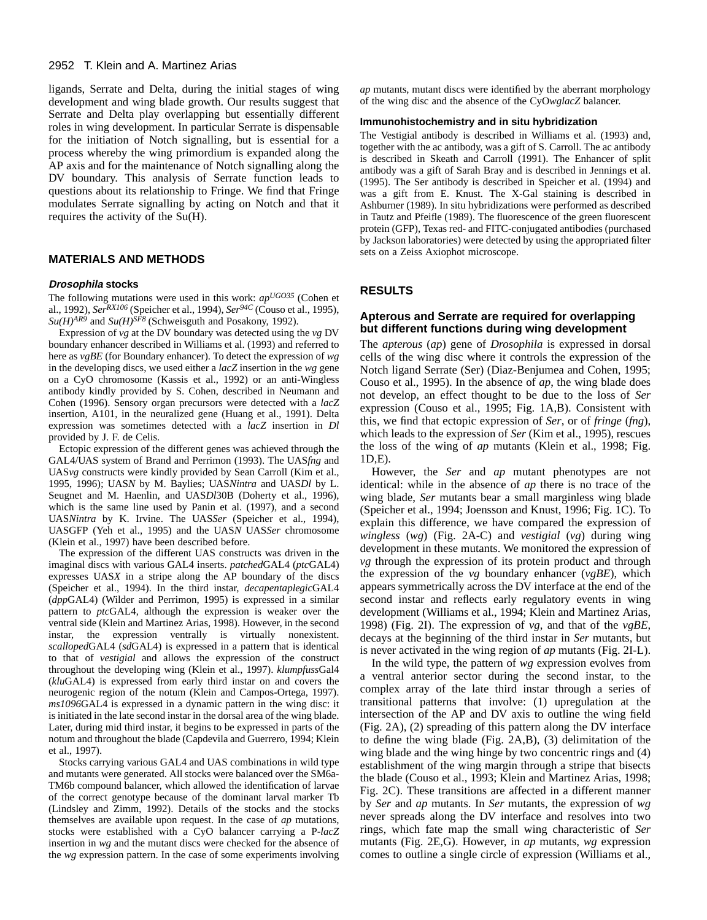ligands, Serrate and Delta, during the initial stages of wing development and wing blade growth. Our results suggest that Serrate and Delta play overlapping but essentially different roles in wing development. In particular Serrate is dispensable for the initiation of Notch signalling, but is essential for a process whereby the wing primordium is expanded along the AP axis and for the maintenance of Notch signalling along the DV boundary. This analysis of Serrate function leads to questions about its relationship to Fringe. We find that Fringe modulates Serrate signalling by acting on Notch and that it requires the activity of the Su(H).

## MATERIALS AND METHODS

### *Drosophila* stocks

The following mutations were used in this work: *ap*$^{UGO35}$ (Cohen et al., 1992), *Ser*$^{RX106}$ (Speicher et al., 1994), *Ser*$^{94C}$ (Couso et al., 1995), *Su(H)*$^{AR9}$ and *Su(H)*$^{SF8}$ (Schweisguth and Posakony, 1992).

Expression of *vg* at the DV boundary was detected using the *vg* DV boundary enhancer described in Williams et al. (1993) and referred to here as *vgBE* (for Boundary enhancer). To detect the expression of *wg* in the developing discs, we used either a *lacZ* insertion in the *wg* gene on a CyO chromosome (Kassis et al., 1992) or an anti-Wingless antibody kindly provided by S. Cohen, described in Neumann and Cohen (1996). Sensory organ precursors were detected with a *lacZ* insertion, A101, in the neuralized gene (Huang et al., 1991). Delta expression was sometimes detected with a *lacZ* insertion in *Dl* provided by J. F. de Celis.

Ectopic expression of the different genes was achieved through the GAL4/UAS system of Brand and Perrimon (1993). The UAS*fng* and UAS*vg* constructs were kindly provided by Sean Carroll (Kim et al., 1995, 1996); UAS*N* by M. Baylies; UAS*Nintra* and UAS*Dl* by L. Seugnet and M. Haenlin, and UAS*Dl*30B (Doherty et al., 1996), which is the same line used by Panin et al. (1997), and a second UAS*Nintra* by K. Irvine. The UAS*Ser* (Speicher et al., 1994), UASGFP (Yeh et al., 1995) and the UAS*N* UAS*Ser* chromosome (Klein et al., 1997) have been described before.

The expression of the different UAS constructs was driven in the imaginal discs with various GAL4 inserts. *patched*GAL4 (*ptc*GAL4) expresses UAS*X* in a stripe along the AP boundary of the discs (Speicher et al., 1994). In the third instar, *decapentaplegic*GAL4 (*dpp*GAL4) (Wilder and Perrimon, 1995) is expressed in a similar pattern to *ptc*GAL4, although the expression is weaker over the ventral side (Klein and Martinez Arias, 1998). However, in the second instar, the expression ventrally is virtually nonexistent. *scalloped*GAL4 (*sd*GAL4) is expressed in a pattern that is identical to that of *vestigial* and allows the expression of the construct throughout the developing wing (Klein et al., 1997). *klumpfuss*Gal4 (*klu*GAL4) is expressed from early third instar on and covers the neurogenic region of the notum (Klein and Campos-Ortega, 1997). *ms1096*GAL4 is expressed in a dynamic pattern in the wing disc: it is initiated in the late second instar in the dorsal area of the wing blade. Later, during mid third instar, it begins to be expressed in parts of the notum and throughout the blade (Capdevila and Guerrero, 1994; Klein et al., 1997).

Stocks carrying various GAL4 and UAS combinations in wild type and mutants were generated. All stocks were balanced over the SM6a-TM6b compound balancer, which allowed the identification of larvae of the correct genotype because of the dominant larval marker Tb (Lindsley and Zimm, 1992). Details of the stocks and the stocks themselves are available upon request. In the case of *ap* mutations, stocks were established with a CyO balancer carrying a P-*lacZ* insertion in *wg* and the mutant discs were checked for the absence of the *wg* expression pattern. In the case of some experiments involving *ap* mutants, mutant discs were identified by the aberrant morphology of the wing disc and the absence of the CyO*wglacZ* balancer.

### Immunohistochemistry and in situ hybridization

The Vestigial antibody is described in Williams et al. (1993) and, together with the ac antibody, was a gift of S. Carroll. The ac antibody is described in Skeath and Carroll (1991). The Enhancer of split antibody was a gift of Sarah Bray and is described in Jennings et al. (1995). The Ser antibody is described in Speicher et al. (1994) and was a gift from E. Knust. The X-Gal staining is described in Ashburner (1989). In situ hybridizations were performed as described in Tautz and Pfeifle (1989). The fluorescence of the green fluorescent protein (GFP), Texas red- and FITC-conjugated antibodies (purchased by Jackson laboratories) were detected by using the appropriated filter sets on a Zeiss Axiophot microscope.

## RESULTS

### Apterous and Serrate are required for overlapping but different functions during wing development

The *apterous* (*ap*) gene of *Drosophila* is expressed in dorsal cells of the wing disc where it controls the expression of the Notch ligand Serrate (Ser) (Diaz-Benjumea and Cohen, 1995; Couso et al., 1995). In the absence of *ap*, the wing blade does not develop, an effect thought to be due to the loss of *Ser* expression (Couso et al., 1995; Fig. 1A,B). Consistent with this, we find that ectopic expression of *Ser*, or of *fringe* (*fng*), which leads to the expression of *Ser* (Kim et al., 1995), rescues the loss of the wing of *ap* mutants (Klein et al., 1998; Fig. 1D,E).

However, the *Ser* and *ap* mutant phenotypes are not identical: while in the absence of *ap* there is no trace of the wing blade, *Ser* mutants bear a small marginless wing blade (Speicher et al., 1994; Joensson and Knust, 1996; Fig. 1C). To explain this difference, we have compared the expression of *wingless* (*wg*) (Fig. 2A-C) and *vestigial* (*vg*) during wing development in these mutants. We monitored the expression of *vg* through the expression of its protein product and through the expression of the *vg* boundary enhancer (*vgBE*), which appears symmetrically across the DV interface at the end of the second instar and reflects early regulatory events in wing development (Williams et al., 1994; Klein and Martinez Arias, 1998) (Fig. 2I). The expression of *vg*, and that of the *vgBE*, decays at the beginning of the third instar in *Ser* mutants, but is never activated in the wing region of *ap* mutants (Fig. 2I-L).

In the wild type, the pattern of *wg* expression evolves from a ventral anterior sector during the second instar, to the complex array of the late third instar through a series of transitional patterns that involve: (1) upregulation at the intersection of the AP and DV axis to outline the wing field (Fig. 2A), (2) spreading of this pattern along the DV interface to define the wing blade (Fig. 2A,B), (3) delimitation of the wing blade and the wing hinge by two concentric rings and (4) establishment of the wing margin through a stripe that bisects the blade (Couso et al., 1993; Klein and Martinez Arias, 1998; Fig. 2C). These transitions are affected in a different manner by *Ser* and *ap* mutants. In *Ser* mutants, the expression of *wg* never spreads along the DV interface and resolves into two rings, which fate map the small wing characteristic of *Ser* mutants (Fig. 2E,G). However, in *ap* mutants, *wg* expression comes to outline a single circle of expression (Williams et al.,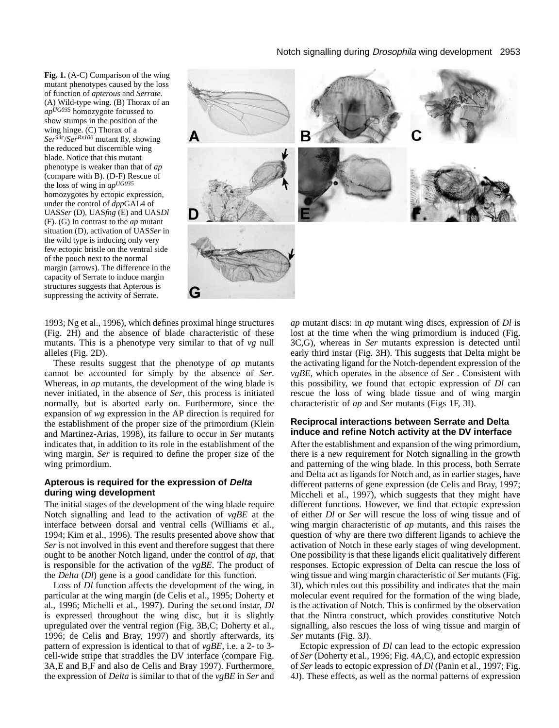**Fig. 1.** (A-C) Comparison of the wing mutant phenotypes caused by the loss of function of *apterous* and *Serrate*. (A) Wild-type wing. (B) Thorax of an $ap^{UG035}$ homozygote focussed to show stumps in the position of the wing hinge. (C) Thorax of a $Ser^{94c}/Ser^{Rx106}$ mutant fly, showing the reduced but discernible wing blade. Notice that this mutant phenotype is weaker than that of *ap* (compare with B). (D-F) Rescue of the loss of wing in $ap^{UG035}$ homozygotes by ectopic expression, under the control of *dpp*GAL4 of UAS*Ser* (D), UAS*fng* (E) and UAS*Dl* (F). (G) In contrast to the *ap* mutant situation (D), activation of UAS*Ser* in the wild type is inducing only very few ectopic bristle on the ventral side of the pouch next to the normal margin (arrows). The difference in the capacity of Serrate to induce margin structures suggests that Apterous is suppressing the activity of Serrate.

1993; Ng et al., 1996), which defines proximal hinge structures (Fig. 2H) and the absence of blade characteristic of these mutants. This is a phenotype very similar to that of *vg* null alleles (Fig. 2D).

These results suggest that the phenotype of *ap* mutants cannot be accounted for simply by the absence of *Ser*. Whereas, in *ap* mutants, the development of the wing blade is never initiated, in the absence of *Ser*, this process is initiated normally, but is aborted early on. Furthermore, since the expansion of *wg* expression in the AP direction is required for the establishment of the proper size of the primordium (Klein and Martinez-Arias, 1998), its failure to occur in *Ser* mutants indicates that, in addition to its role in the establishment of the wing margin, *Ser* is required to define the proper size of the wing primordium.

### Apterous is required for the expression of *Delta* during wing development

The initial stages of the development of the wing blade require Notch signalling and lead to the activation of *vgBE* at the interface between dorsal and ventral cells (Williams et al., 1994; Kim et al., 1996). The results presented above show that *Ser* is not involved in this event and therefore suggest that there ought to be another Notch ligand, under the control of *ap*, that is responsible for the activation of the *vgBE*. The product of the *Delta* (*Dl*) gene is a good candidate for this function.

Loss of *Dl* function affects the development of the wing, in particular at the wing margin (de Celis et al., 1995; Doherty et al., 1996; Michelli et al., 1997). During the second instar, *Dl* is expressed throughout the wing disc, but it is slightly upregulated over the ventral region (Fig. 3B,C; Doherty et al., 1996; de Celis and Bray, 1997) and shortly afterwards, its pattern of expression is identical to that of *vgBE*, i.e. a 2- to 3-cell-wide stripe that straddles the DV interface (compare Fig. 3A,E and B,F and also de Celis and Bray 1997). Furthermore, the expression of *Delta* is similar to that of the *vgBE* in *Ser* and *ap* mutant discs: in *ap* mutant wing discs, expression of *Dl* is lost at the time when the wing primordium is induced (Fig. 3C,G), whereas in *Ser* mutants expression is detected until early third instar (Fig. 3H). This suggests that Delta might be the activating ligand for the Notch-dependent expression of the *vgBE*, which operates in the absence of *Ser* . Consistent with this possibility, we found that ectopic expression of *Dl* can rescue the loss of wing blade tissue and of wing margin characteristic of *ap* and *Ser* mutants (Figs 1F, 3I).

### Reciprocal interactions between Serrate and Delta induce and refine Notch activity at the DV interface

After the establishment and expansion of the wing primordium, there is a new requirement for Notch signalling in the growth and patterning of the wing blade. In this process, both Serrate and Delta act as ligands for Notch and, as in earlier stages, have different patterns of gene expression (de Celis and Bray, 1997; Miccheli et al., 1997), which suggests that they might have different functions. However, we find that ectopic expression of either *Dl* or *Ser* will rescue the loss of wing tissue and of wing margin characteristic of *ap* mutants, and this raises the question of why are there two different ligands to achieve the activation of Notch in these early stages of wing development. One possibility is that these ligands elicit qualitatively different responses. Ectopic expression of Delta can rescue the loss of wing tissue and wing margin characteristic of *Ser* mutants (Fig. 3I), which rules out this possibility and indicates that the main molecular event required for the formation of the wing blade, is the activation of Notch. This is confirmed by the observation that the Nintra construct, which provides constitutive Notch signalling, also rescues the loss of wing tissue and margin of *Ser* mutants (Fig. 3J).

Ectopic expression of *Dl* can lead to the ectopic expression of *Ser* (Doherty et al., 1996; Fig. 4A,C), and ectopic expression of *Ser* leads to ectopic expression of *Dl* (Panin et al., 1997; Fig. 4J). These effects, as well as the normal patterns of expression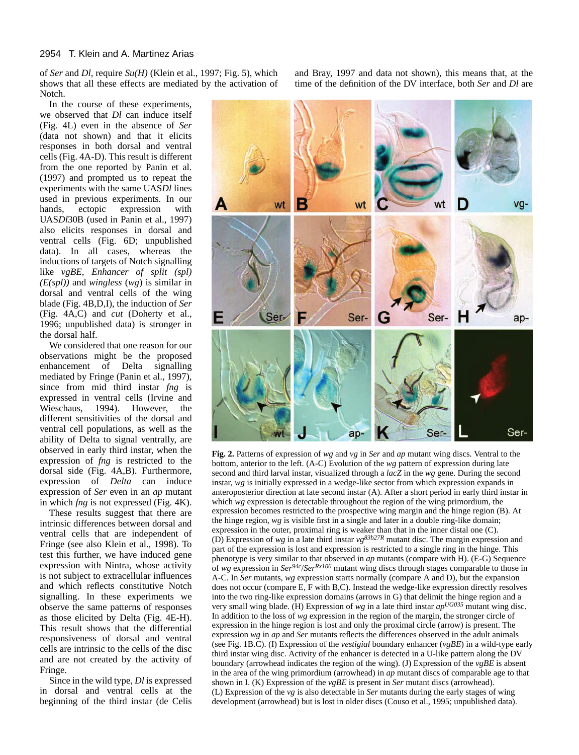of *Ser* and *Dl*, require *Su(H)* (Klein et al., 1997; Fig. 5), which shows that all these effects are mediated by the activation of Notch.

In the course of these experiments, we observed that *Dl* can induce itself (Fig. 4L) even in the absence of *Ser* (data not shown) and that it elicits responses in both dorsal and ventral cells (Fig. 4A-D). This result is different from the one reported by Panin et al. (1997) and prompted us to repeat the experiments with the same UAS*Dl* lines used in previous experiments. In our hands, ectopic expression with UAS*Dl*30B (used in Panin et al., 1997) also elicits responses in dorsal and ventral cells (Fig. 6D; unpublished data). In all cases, whereas the inductions of targets of Notch signalling like *vgBE*, *Enhancer of split (spl) (E(spl))* and *wingless* (*wg*) is similar in dorsal and ventral cells of the wing blade (Fig. 4B,D,I), the induction of *Ser* (Fig. 4A,C) and *cut* (Doherty et al., 1996; unpublished data) is stronger in the dorsal half.

We considered that one reason for our observations might be the proposed enhancement of Delta signalling mediated by Fringe (Panin et al., 1997), since from mid third instar *fng* is expressed in ventral cells (Irvine and Wieschaus, 1994). However, the different sensitivities of the dorsal and ventral cell populations, as well as the ability of Delta to signal ventrally, are observed in early third instar, when the expression of *fng* is restricted to the dorsal side (Fig. 4A,B). Furthermore, expression of *Delta* can induce expression of *Ser* even in an *ap* mutant in which *fng* is not expressed (Fig. 4K).

These results suggest that there are intrinsic differences between dorsal and ventral cells that are independent of Fringe (see also Klein et al., 1998). To test this further, we have induced gene expression with Nintra, whose activity is not subject to extracellular influences and which reflects constitutive Notch signalling. In these experiments we observe the same patterns of responses as those elicited by Delta (Fig. 4E-H). This result shows that the differential responsiveness of dorsal and ventral cells are intrinsic to the cells of the disc and are not created by the activity of Fringe.

Since in the wild type, *Dl* is expressed in dorsal and ventral cells at the beginning of the third instar (de Celis and Bray, 1997 and data not shown), this means that, at the time of the definition of the DV interface, both *Ser* and *Dl* are

**Fig. 2.** Patterns of expression of *wg* and *vg* in *Ser* and *ap* mutant wing discs. Ventral to the bottom, anterior to the left. (A-C) Evolution of the *wg* pattern of expression during late second and third larval instar, visualized through a *lacZ* in the *wg* gene. During the second instar, *wg* is initially expressed in a wedge-like sector from which expression expands in anteroposterior direction at late second instar (A). After a short period in early third instar in which *wg* expression is detectable throughout the region of the wing primordium, the expression becomes restricted to the prospective wing margin and the hinge region (B). At the hinge region, *wg* is visible first in a single and later in a double ring-like domain; expression in the outer, proximal ring is weaker than that in the inner distal one (C). (D) Expression of *wg* in a late third instar $vg^{83b27R}$ mutant disc. The margin expression and part of the expression is lost and expression is restricted to a single ring in the hinge. This phenotype is very similar to that observed in *ap* mutants (compare with H). (E-G) Sequence of *wg* expression in $Ser^{94c}/Ser^{Rx106}$ mutant wing discs through stages comparable to those in A-C. In *Ser* mutants, *wg* expression starts normally (compare A and D), but the expansion does not occur (compare E, F with B,C). Instead the wedge-like expression directly resolves into the two ring-like expression domains (arrows in G) that delimit the hinge region and a very small wing blade. (H) Expression of *wg* in a late third instar $ap^{UG035}$ mutant wing disc. In addition to the loss of *wg* expression in the region of the margin, the stronger circle of expression in the hinge region is lost and only the proximal circle (arrow) is present. The expression *wg* in *ap* and *Ser* mutants reflects the differences observed in the adult animals (see Fig. 1B.C). (I) Expression of the *vestigial* boundary enhancer (*vgBE*) in a wild-type early third instar wing disc. Activity of the enhancer is detected in a U-like pattern along the DV boundary (arrowhead indicates the region of the wing). (J) Expression of the *vgBE* is absent in the area of the wing primordium (arrowhead) in *ap* mutant discs of comparable age to that shown in I. (K) Expression of the *vgBE* is present in *Ser* mutant discs (arrowhead). (L) Expression of the *vg* is also detectable in *Ser* mutants during the early stages of wing development (arrowhead) but is lost in older discs (Couso et al., 1995; unpublished data).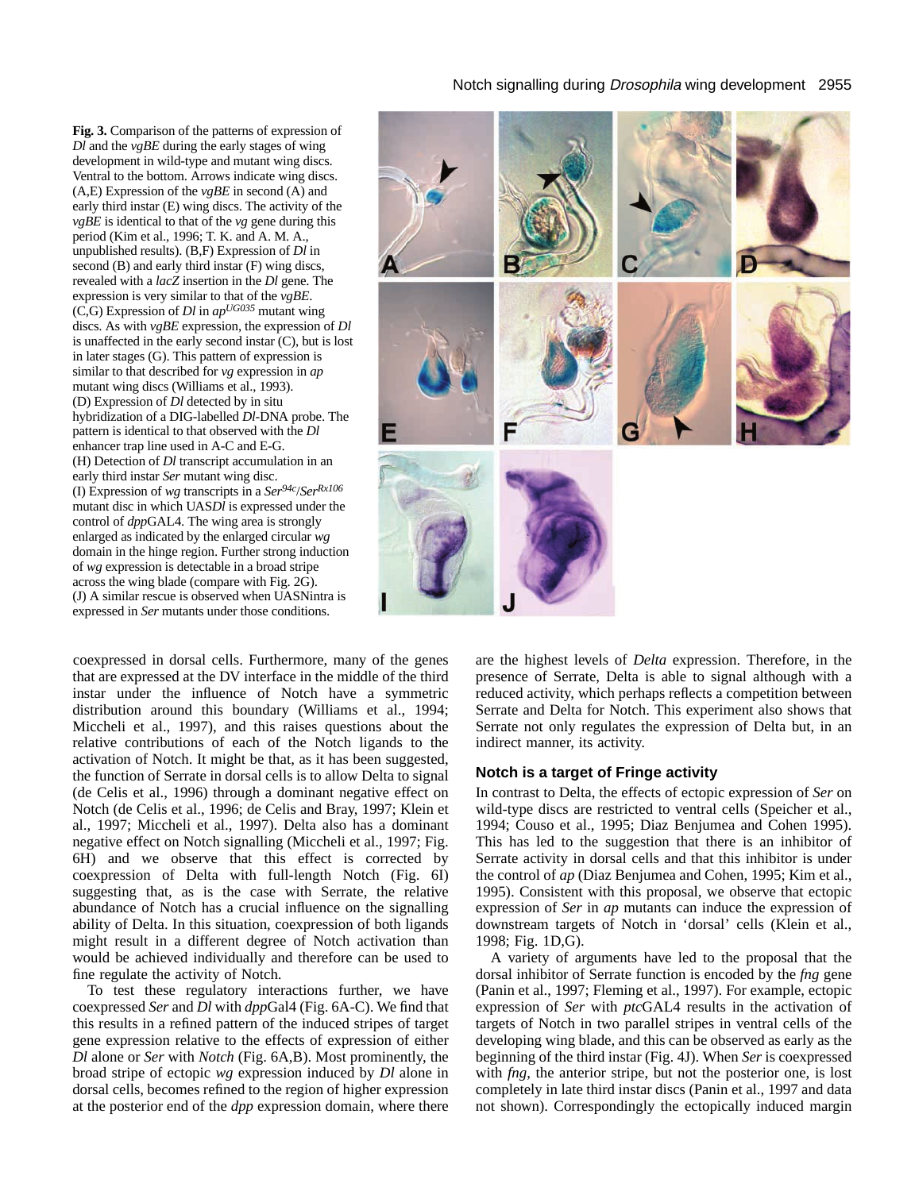**Fig. 3.** Comparison of the patterns of expression of *Dl* and the *vgBE* during the early stages of wing development in wild-type and mutant wing discs. Ventral to the bottom. Arrows indicate wing discs. (A,E) Expression of the *vgBE* in second (A) and early third instar (E) wing discs. The activity of the *vgBE* is identical to that of the *vg* gene during this period (Kim et al., 1996; T. K. and A. M. A., unpublished results). (B,F) Expression of *Dl* in second (B) and early third instar (F) wing discs, revealed with a *lacZ* insertion in the *Dl* gene. The expression is very similar to that of the *vgBE*. (C,G) Expression of *Dl* in $ap^{UG035}$ mutant wing discs. As with *vgBE* expression, the expression of *Dl* is unaffected in the early second instar (C), but is lost in later stages (G). This pattern of expression is similar to that described for *vg* expression in *ap* mutant wing discs (Williams et al., 1993). (D) Expression of *Dl* detected by in situ hybridization of a DIG-labelled *Dl*-DNA probe. The pattern is identical to that observed with the *Dl* enhancer trap line used in A-C and E-G. (H) Detection of *Dl* transcript accumulation in an early third instar *Ser* mutant wing disc. (I) Expression of *wg* transcripts in a $Ser^{94c}/Ser^{Rx106}$ mutant disc in which UAS*Dl* is expressed under the control of *dpp*GAL4. The wing area is strongly enlarged as indicated by the enlarged circular *wg* domain in the hinge region. Further strong induction of *wg* expression is detectable in a broad stripe across the wing blade (compare with Fig. 2G). (J) A similar rescue is observed when UASNintra is expressed in *Ser* mutants under those conditions.

coexpressed in dorsal cells. Furthermore, many of the genes that are expressed at the DV interface in the middle of the third instar under the influence of Notch have a symmetric distribution around this boundary (Williams et al., 1994; Miccheli et al., 1997), and this raises questions about the relative contributions of each of the Notch ligands to the activation of Notch. It might be that, as it has been suggested, the function of Serrate in dorsal cells is to allow Delta to signal (de Celis et al., 1996) through a dominant negative effect on Notch (de Celis et al., 1996; de Celis and Bray, 1997; Klein et al., 1997; Miccheli et al., 1997). Delta also has a dominant negative effect on Notch signalling (Miccheli et al., 1997; Fig. 6H) and we observe that this effect is corrected by coexpression of Delta with full-length Notch (Fig. 6I) suggesting that, as is the case with Serrate, the relative abundance of Notch has a crucial influence on the signalling ability of Delta. In this situation, coexpression of both ligands might result in a different degree of Notch activation than would be achieved individually and therefore can be used to fine regulate the activity of Notch.

To test these regulatory interactions further, we have coexpressed *Ser* and *Dl* with *dpp*Gal4 (Fig. 6A-C). We find that this results in a refined pattern of the induced stripes of target gene expression relative to the effects of expression of either *Dl* alone or *Ser* with *Notch* (Fig. 6A,B). Most prominently, the broad stripe of ectopic *wg* expression induced by *Dl* alone in dorsal cells, becomes refined to the region of higher expression at the posterior end of the *dpp* expression domain, where there are the highest levels of *Delta* expression. Therefore, in the presence of Serrate, Delta is able to signal although with a reduced activity, which perhaps reflects a competition between Serrate and Delta for Notch. This experiment also shows that Serrate not only regulates the expression of Delta but, in an indirect manner, its activity.

## Notch is a target of Fringe activity

In contrast to Delta, the effects of ectopic expression of *Ser* on wild-type discs are restricted to ventral cells (Speicher et al., 1994; Couso et al., 1995; Diaz Benjumea and Cohen 1995). This has led to the suggestion that there is an inhibitor of Serrate activity in dorsal cells and that this inhibitor is under the control of *ap* (Diaz Benjumea and Cohen, 1995; Kim et al., 1995). Consistent with this proposal, we observe that ectopic expression of *Ser* in *ap* mutants can induce the expression of downstream targets of Notch in 'dorsal' cells (Klein et al., 1998; Fig. 1D,G).

A variety of arguments have led to the proposal that the dorsal inhibitor of Serrate function is encoded by the *fng* gene (Panin et al., 1997; Fleming et al., 1997). For example, ectopic expression of *Ser* with *ptc*GAL4 results in the activation of targets of Notch in two parallel stripes in ventral cells of the developing wing blade, and this can be observed as early as the beginning of the third instar (Fig. 4J). When *Ser* is coexpressed with *fng*, the anterior stripe, but not the posterior one, is lost completely in late third instar discs (Panin et al., 1997 and data not shown). Correspondingly the ectopically induced margin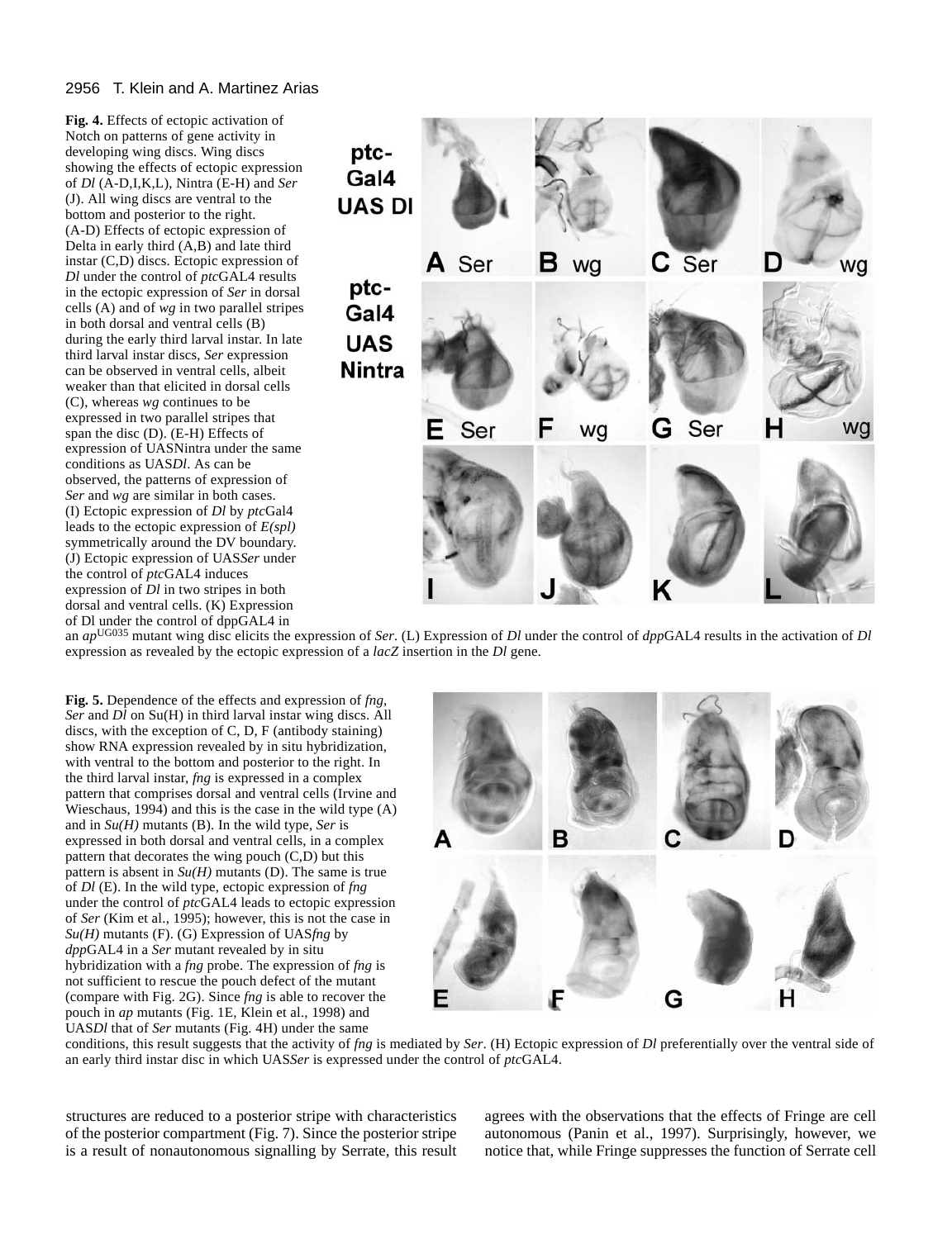**Fig. 4.** Effects of ectopic activation of Notch on patterns of gene activity in developing wing discs. Wing discs showing the effects of ectopic expression of *Dl* (A-D,I,K,L), Nintra (E-H) and *Ser* (J). All wing discs are ventral to the bottom and posterior to the right. (A-D) Effects of ectopic expression of Delta in early third (A,B) and late third instar (C,D) discs. Ectopic expression of *Dl* under the control of *ptc*GAL4 results in the ectopic expression of *Ser* in dorsal cells (A) and of *wg* in two parallel stripes in both dorsal and ventral cells (B) during the early third larval instar. In late third larval instar discs, *Ser* expression can be observed in ventral cells, albeit weaker than that elicited in dorsal cells (C), whereas *wg* continues to be expressed in two parallel stripes that span the disc (D). (E-H) Effects of expression of UASNintra under the same conditions as UAS*Dl*. As can be observed, the patterns of expression of *Ser* and *wg* are similar in both cases. (I) Ectopic expression of *Dl* by *ptc*Gal4 leads to the ectopic expression of *E(spl)* symmetrically around the DV boundary. (J) Ectopic expression of UAS*Ser* under the control of *ptc*GAL4 induces expression of *Dl* in two stripes in both dorsal and ventral cells. (K) Expression of Dl under the control of dppGAL4 in an $ap^{UG035}$ mutant wing disc elicits the expression of *Ser*. (L) Expression of *Dl* under the control of *dpp*GAL4 results in the activation of *Dl* expression as revealed by the ectopic expression of a *lacZ* insertion in the *Dl* gene.

**Fig. 5.** Dependence of the effects and expression of *fng*, *Ser* and *Dl* on Su(H) in third larval instar wing discs. All discs, with the exception of C, D, F (antibody staining) show RNA expression revealed by in situ hybridization, with ventral to the bottom and posterior to the right. In the third larval instar, *fng* is expressed in a complex pattern that comprises dorsal and ventral cells (Irvine and Wieschaus, 1994) and this is the case in the wild type (A) and in *Su(H)* mutants (B). In the wild type, *Ser* is expressed in both dorsal and ventral cells, in a complex pattern that decorates the wing pouch (C,D) but this pattern is absent in *Su(H)* mutants (D). The same is true of *Dl* (E). In the wild type, ectopic expression of *fng* under the control of *ptc*GAL4 leads to ectopic expression of *Ser* (Kim et al., 1995); however, this is not the case in *Su(H)* mutants (F). (G) Expression of UAS*fng* by *dpp*GAL4 in a *Ser* mutant revealed by in situ hybridization with a *fng* probe. The expression of *fng* is not sufficient to rescue the pouch defect of the mutant (compare with Fig. 2G). Since *fng* is able to recover the pouch in *ap* mutants (Fig. 1E, Klein et al., 1998) and UAS*Dl* that of *Ser* mutants (Fig. 4H) under the same conditions, this result suggests that the activity of *fng* is mediated by *Ser*. (H) Ectopic expression of *Dl* preferentially over the ventral side of an early third instar disc in which UAS*Ser* is expressed under the control of *ptc*GAL4.

structures are reduced to a posterior stripe with characteristics of the posterior compartment (Fig. 7). Since the posterior stripe is a result of nonautonomous signalling by Serrate, this result agrees with the observations that the effects of Fringe are cell autonomous (Panin et al., 1997). Surprisingly, however, we notice that, while Fringe suppresses the function of Serrate cell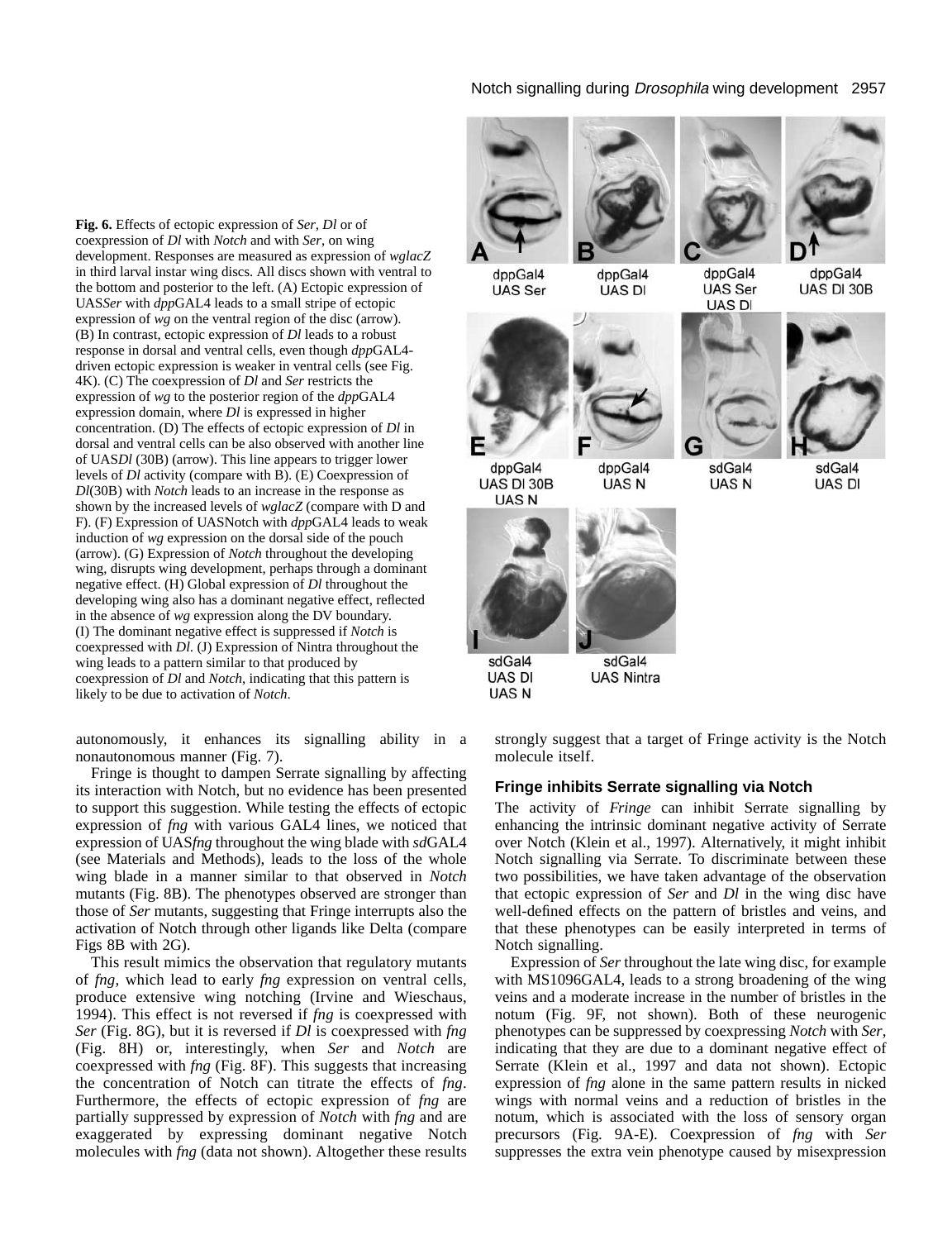**Fig. 6.** Effects of ectopic expression of *Ser*, *Dl* or of coexpression of *Dl* with *Notch* and with *Ser*, on wing development. Responses are measured as expression of *wglacZ* in third larval instar wing discs. All discs shown with ventral to the bottom and posterior to the left. (A) Ectopic expression of UAS*Ser* with *dpp*GAL4 leads to a small stripe of ectopic expression of *wg* on the ventral region of the disc (arrow). (B) In contrast, ectopic expression of *Dl* leads to a robust response in dorsal and ventral cells, even though *dpp*GAL4-driven ectopic expression is weaker in ventral cells (see Fig. 4K). (C) The coexpression of *Dl* and *Ser* restricts the expression of *wg* to the posterior region of the *dpp*GAL4 expression domain, where *Dl* is expressed in higher concentration. (D) The effects of ectopic expression of *Dl* in dorsal and ventral cells can be also observed with another line of UAS*Dl* (30B) (arrow). This line appears to trigger lower levels of *Dl* activity (compare with B). (E) Coexpression of *Dl*(30B) with *Notch* leads to an increase in the response as shown by the increased levels of *wglacZ* (compare with D and F). (F) Expression of UASNotch with *dpp*GAL4 leads to weak induction of *wg* expression on the dorsal side of the pouch (arrow). (G) Expression of *Notch* throughout the developing wing, disrupts wing development, perhaps through a dominant negative effect. (H) Global expression of *Dl* throughout the developing wing also has a dominant negative effect, reflected in the absence of *wg* expression along the DV boundary. (I) The dominant negative effect is suppressed if *Notch* is coexpressed with *Dl*. (J) Expression of Nintra throughout the wing leads to a pattern similar to that produced by coexpression of *Dl* and *Notch*, indicating that this pattern is likely to be due to activation of *Notch*.

autonomously, it enhances its signalling ability in a nonautonomous manner (Fig. 7).

Fringe is thought to dampen Serrate signalling by affecting its interaction with Notch, but no evidence has been presented to support this suggestion. While testing the effects of ectopic expression of *fng* with various GAL4 lines, we noticed that expression of UAS*fng* throughout the wing blade with *sd*GAL4 (see Materials and Methods), leads to the loss of the whole wing blade in a manner similar to that observed in *Notch* mutants (Fig. 8B). The phenotypes observed are stronger than those of *Ser* mutants, suggesting that Fringe interrupts also the activation of Notch through other ligands like Delta (compare Figs 8B with 2G).

This result mimics the observation that regulatory mutants of *fng*, which lead to early *fng* expression on ventral cells, produce extensive wing notching (Irvine and Wieschaus, 1994). This effect is not reversed if *fng* is coexpressed with *Ser* (Fig. 8G), but it is reversed if *Dl* is coexpressed with *fng* (Fig. 8H) or, interestingly, when *Ser* and *Notch* are coexpressed with *fng* (Fig. 8F). This suggests that increasing the concentration of Notch can titrate the effects of *fng*. Furthermore, the effects of ectopic expression of *fng* are partially suppressed by expression of *Notch* with *fng* and are exaggerated by expressing dominant negative Notch molecules with *fng* (data not shown). Altogether these results strongly suggest that a target of Fringe activity is the Notch molecule itself.

### Fringe inhibits Serrate signalling via Notch

The activity of *Fringe* can inhibit Serrate signalling by enhancing the intrinsic dominant negative activity of Serrate over Notch (Klein et al., 1997). Alternatively, it might inhibit Notch signalling via Serrate. To discriminate between these two possibilities, we have taken advantage of the observation that ectopic expression of *Ser* and *Dl* in the wing disc have well-defined effects on the pattern of bristles and veins, and that these phenotypes can be easily interpreted in terms of Notch signalling.

Expression of *Ser* throughout the late wing disc, for example with MS1096GAL4, leads to a strong broadening of the wing veins and a moderate increase in the number of bristles in the notum (Fig. 9F, not shown). Both of these neurogenic phenotypes can be suppressed by coexpressing *Notch* with *Ser*, indicating that they are due to a dominant negative effect of Serrate (Klein et al., 1997 and data not shown). Ectopic expression of *fng* alone in the same pattern results in nicked wings with normal veins and a reduction of bristles in the notum, which is associated with the loss of sensory organ precursors (Fig. 9A-E). Coexpression of *fng* with *Ser* suppresses the extra vein phenotype caused by misexpression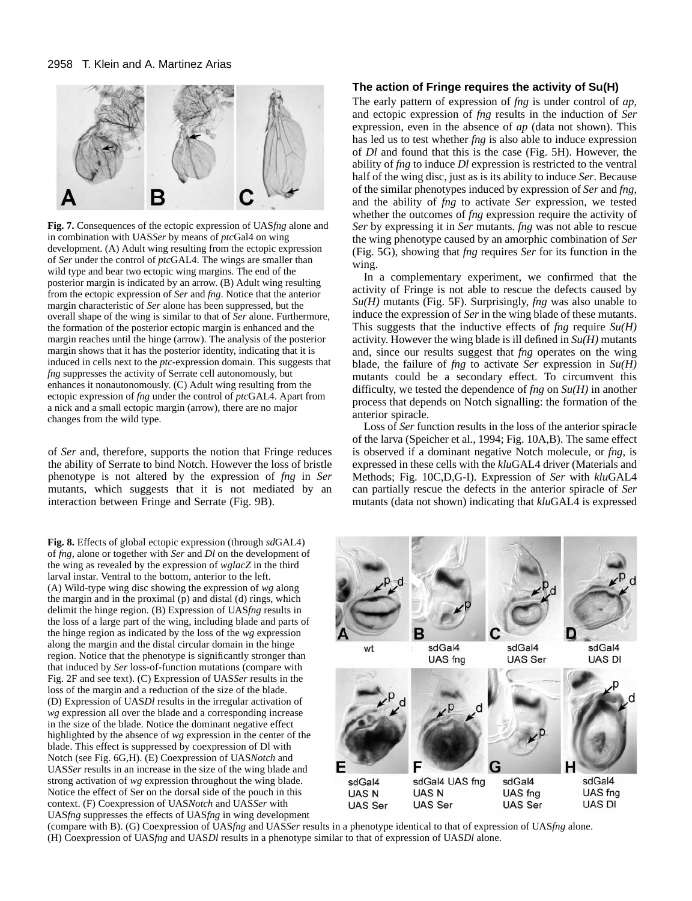**Fig. 7.** Consequences of the ectopic expression of UAS*fng* alone and in combination with UAS*Ser* by means of *ptc*Gal4 on wing development. (A) Adult wing resulting from the ectopic expression of *Ser* under the control of *ptc*GAL4. The wings are smaller than wild type and bear two ectopic wing margins. The end of the posterior margin is indicated by an arrow. (B) Adult wing resulting from the ectopic expression of *Ser* and *fng*. Notice that the anterior margin characteristic of *Ser* alone has been suppressed, but the overall shape of the wing is similar to that of *Ser* alone. Furthermore, the formation of the posterior ectopic margin is enhanced and the margin reaches until the hinge (arrow). The analysis of the posterior margin shows that it has the posterior identity, indicating that it is induced in cells next to the *ptc*-expression domain. This suggests that *fng* suppresses the activity of Serrate cell autonomously, but enhances it nonautonomously. (C) Adult wing resulting from the ectopic expression of *fng* under the control of *ptc*GAL4. Apart from a nick and a small ectopic margin (arrow), there are no major changes from the wild type.

of *Ser* and, therefore, supports the notion that Fringe reduces the ability of Serrate to bind Notch. However the loss of bristle phenotype is not altered by the expression of *fng* in *Ser* mutants, which suggests that it is not mediated by an interaction between Fringe and Serrate (Fig. 9B).

### The action of Fringe requires the activity of Su(H)

The early pattern of expression of *fng* is under control of *ap*, and ectopic expression of *fng* results in the induction of *Ser* expression, even in the absence of *ap* (data not shown). This has led us to test whether *fng* is also able to induce expression of *Dl* and found that this is the case (Fig. 5H). However, the ability of *fng* to induce *Dl* expression is restricted to the ventral half of the wing disc, just as is its ability to induce *Ser*. Because of the similar phenotypes induced by expression of *Ser* and *fng*, and the ability of *fng* to activate *Ser* expression, we tested whether the outcomes of *fng* expression require the activity of *Ser* by expressing it in *Ser* mutants. *fng* was not able to rescue the wing phenotype caused by an amorphic combination of *Ser* (Fig. 5G), showing that *fng* requires *Ser* for its function in the wing.

In a complementary experiment, we confirmed that the activity of Fringe is not able to rescue the defects caused by *Su(H)* mutants (Fig. 5F). Surprisingly, *fng* was also unable to induce the expression of *Ser* in the wing blade of these mutants. This suggests that the inductive effects of *fng* require *Su(H)* activity. However the wing blade is ill defined in *Su(H)* mutants and, since our results suggest that *fng* operates on the wing blade, the failure of *fng* to activate *Ser* expression in *Su(H)* mutants could be a secondary effect. To circumvent this difficulty, we tested the dependence of *fng* on *Su(H)* in another process that depends on Notch signalling: the formation of the anterior spiracle.

Loss of *Ser* function results in the loss of the anterior spiracle of the larva (Speicher et al., 1994; Fig. 10A,B). The same effect is observed if a dominant negative Notch molecule, or *fng*, is expressed in these cells with the *klu*GAL4 driver (Materials and Methods; Fig. 10C,D,G-I). Expression of *Ser* with *klu*GAL4 can partially rescue the defects in the anterior spiracle of *Ser* mutants (data not shown) indicating that *klu*GAL4 is expressed

**Fig. 8.** Effects of global ectopic expression (through *sd*GAL4) of *fng*, alone or together with *Ser* and *Dl* on the development of the wing as revealed by the expression of *wglacZ* in the third larval instar. Ventral to the bottom, anterior to the left. (A) Wild-type wing disc showing the expression of *wg* along the margin and in the proximal (p) and distal (d) rings, which delimit the hinge region. (B) Expression of UAS*fng* results in the loss of a large part of the wing, including blade and parts of the hinge region as indicated by the loss of the *wg* expression along the margin and the distal circular domain in the hinge region. Notice that the phenotype is significantly stronger than that induced by *Ser* loss-of-function mutations (compare with Fig. 2F and see text). (C) Expression of UAS*Ser* results in the loss of the margin and a reduction of the size of the blade. (D) Expression of UAS*Dl* results in the irregular activation of *wg* expression all over the blade and a corresponding increase in the size of the blade. Notice the dominant negative effect highlighted by the absence of *wg* expression in the center of the blade. This effect is suppressed by coexpression of Dl with Notch (see Fig. 6G,H). (E) Coexpression of UAS*Notch* and UAS*Ser* results in an increase in the size of the wing blade and strong activation of *wg* expression throughout the wing blade. Notice the effect of Ser on the dorsal side of the pouch in this context. (F) Coexpression of UAS*Notch* and UAS*Ser* with UAS*fng* suppresses the effects of UAS*fng* in wing development (compare with B). (G) Coexpression of UAS*fng* and UAS*Ser* results in a phenotype identical to that of expression of UAS*fng* alone. (H) Coexpression of UAS*fng* and UAS*Dl* results in a phenotype similar to that of expression of UAS*Dl* alone.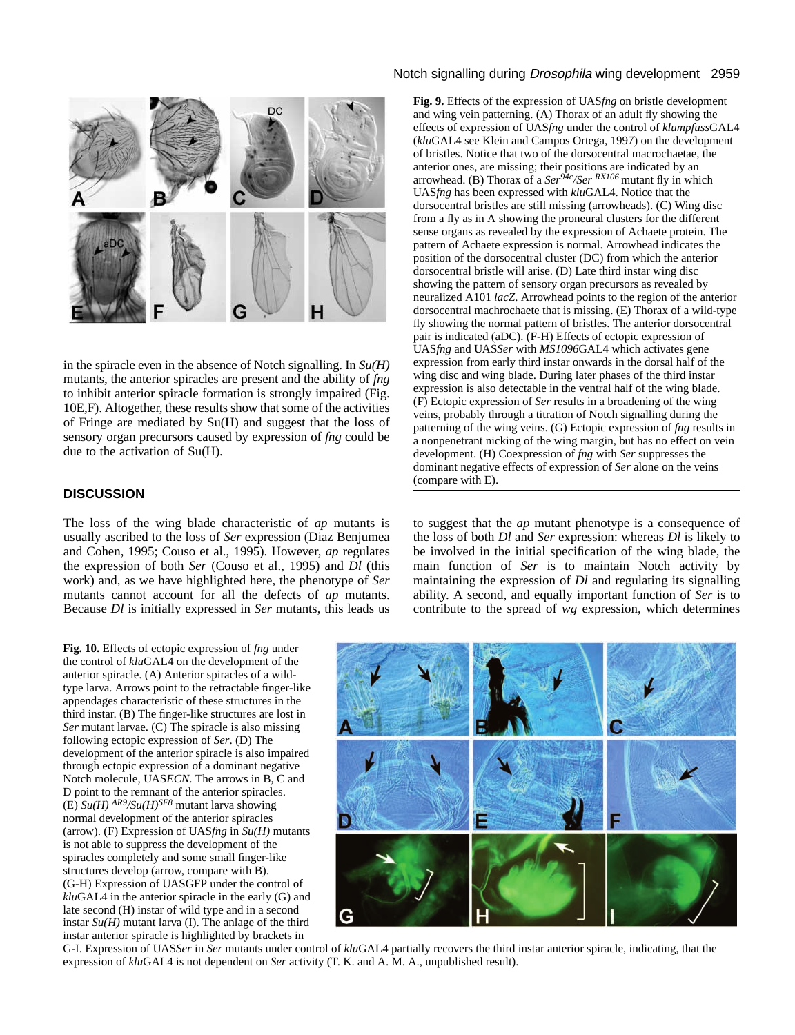**Fig. 9.** Effects of the expression of UAS*fng* on bristle development and wing vein patterning. (A) Thorax of an adult fly showing the effects of expression of UAS*fng* under the control of *klumpfuss*GAL4 (*klu*GAL4 see Klein and Campos Ortega, 1997) on the development of bristles. Notice that two of the dorsocentral macrochaetae, the anterior ones, are missing; their positions are indicated by an arrowhead. (B) Thorax of a $Ser^{94c}/Ser^{RX106}$ mutant fly in which UAS*fng* has been expressed with *klu*GAL4. Notice that the dorsocentral bristles are still missing (arrowheads). (C) Wing disc from a fly as in A showing the proneural clusters for the different sense organs as revealed by the expression of Achaete protein. The pattern of Achaete expression is normal. Arrowhead indicates the position of the dorsocentral cluster (DC) from which the anterior dorsocentral bristle will arise. (D) Late third instar wing disc showing the pattern of sensory organ precursors as revealed by neuralized A101 *lacZ*. Arrowhead points to the region of the anterior dorsocentral machrochaete that is missing. (E) Thorax of a wild-type fly showing the normal pattern of bristles. The anterior dorsocentral pair is indicated (aDC). (F-H) Effects of ectopic expression of UAS*fng* and UAS*Ser* with *MS1096*GAL4 which activates gene expression from early third instar onwards in the dorsal half of the wing disc and wing blade. During later phases of the third instar expression is also detectable in the ventral half of the wing blade. (F) Ectopic expression of *Ser* results in a broadening of the wing veins, probably through a titration of Notch signalling during the patterning of the wing veins. (G) Ectopic expression of *fng* results in a nonpenetrant nicking of the wing margin, but has no effect on vein development. (H) Coexpression of *fng* with *Ser* suppresses the dominant negative effects of expression of *Ser* alone on the veins (compare with E).

in the spiracle even in the absence of Notch signalling. In *Su(H)* mutants, the anterior spiracles are present and the ability of *fng* to inhibit anterior spiracle formation is strongly impaired (Fig. 10E,F). Altogether, these results show that some of the activities of Fringe are mediated by Su(H) and suggest that the loss of sensory organ precursors caused by expression of *fng* could be due to the activation of Su(H).

## DISCUSSION

The loss of the wing blade characteristic of *ap* mutants is usually ascribed to the loss of *Ser* expression (Diaz Benjumea and Cohen, 1995; Couso et al., 1995). However, *ap* regulates the expression of both *Ser* (Couso et al., 1995) and *Dl* (this work) and, as we have highlighted here, the phenotype of *Ser* mutants cannot account for all the defects of *ap* mutants. Because *Dl* is initially expressed in *Ser* mutants, this leads us to suggest that the *ap* mutant phenotype is a consequence of the loss of both *Dl* and *Ser* expression: whereas *Dl* is likely to be involved in the initial specification of the wing blade, the main function of *Ser* is to maintain Notch activity by maintaining the expression of *Dl* and regulating its signalling ability. A second, and equally important function of *Ser* is to contribute to the spread of *wg* expression, which determines

**Fig. 10.** Effects of ectopic expression of *fng* under the control of *klu*GAL4 on the development of the anterior spiracle. (A) Anterior spiracles of a wild-type larva. Arrows point to the retractable finger-like appendages characteristic of these structures in the third instar. (B) The finger-like structures are lost in *Ser* mutant larvae. (C) The spiracle is also missing following ectopic expression of *Ser*. (D) The development of the anterior spiracle is also impaired through ectopic expression of a dominant negative Notch molecule, UAS*ECN*. The arrows in B, C and D point to the remnant of the anterior spiracles. (E) $Su(H)^{AR9}/Su(H)^{SF8}$ mutant larva showing normal development of the anterior spiracles (arrow). (F) Expression of UAS*fng* in *Su(H)* mutants is not able to suppress the development of the spiracles completely and some small finger-like structures develop (arrow, compare with B). (G-H) Expression of UASGFP under the control of *klu*GAL4 in the anterior spiracle in the early (G) and late second (H) instar of wild type and in a second instar *Su(H)* mutant larva (I). The anlage of the third instar anterior spiracle is highlighted by brackets in G-I. Expression of UAS*Ser* in *Ser* mutants under control of *klu*GAL4 partially recovers the third instar anterior spiracle, indicating, that the expression of *klu*GAL4 is not dependent on *Ser* activity (T. K. and A. M. A., unpublished result).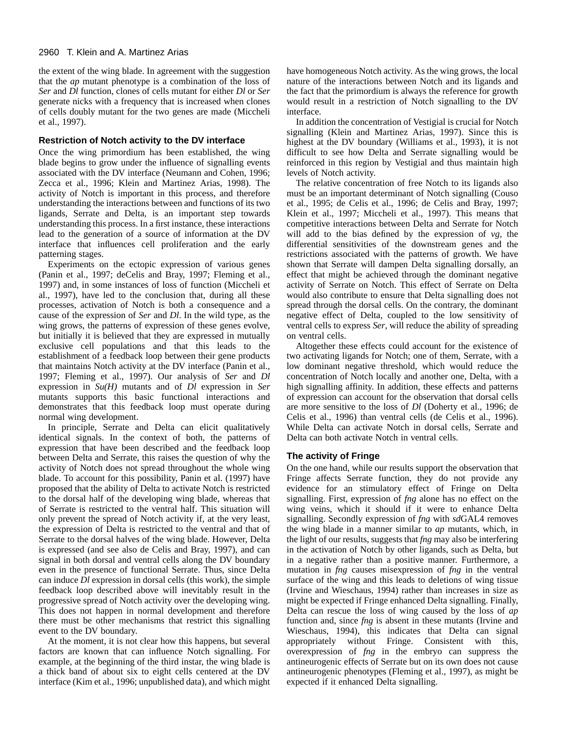the extent of the wing blade. In agreement with the suggestion that the *ap* mutant phenotype is a combination of the loss of *Ser* and *Dl* function, clones of cells mutant for either *Dl* or *Ser* generate nicks with a frequency that is increased when clones of cells doubly mutant for the two genes are made (Miccheli et al., 1997).

### Restriction of Notch activity to the DV interface

Once the wing primordium has been established, the wing blade begins to grow under the influence of signalling events associated with the DV interface (Neumann and Cohen, 1996; Zecca et al., 1996; Klein and Martinez Arias, 1998). The activity of Notch is important in this process, and therefore understanding the interactions between and functions of its two ligands, Serrate and Delta, is an important step towards understanding this process. In a first instance, these interactions lead to the generation of a source of information at the DV interface that influences cell proliferation and the early patterning stages.

Experiments on the ectopic expression of various genes (Panin et al., 1997; deCelis and Bray, 1997; Fleming et al., 1997) and, in some instances of loss of function (Miccheli et al., 1997), have led to the conclusion that, during all these processes, activation of Notch is both a consequence and a cause of the expression of *Ser* and *Dl*. In the wild type, as the wing grows, the patterns of expression of these genes evolve, but initially it is believed that they are expressed in mutually exclusive cell populations and that this leads to the establishment of a feedback loop between their gene products that maintains Notch activity at the DV interface (Panin et al., 1997; Fleming et al., 1997). Our analysis of *Ser* and *Dl* expression in *Su(H)* mutants and of *Dl* expression in *Ser* mutants supports this basic functional interactions and demonstrates that this feedback loop must operate during normal wing development.

In principle, Serrate and Delta can elicit qualitatively identical signals. In the context of both, the patterns of expression that have been described and the feedback loop between Delta and Serrate, this raises the question of why the activity of Notch does not spread throughout the whole wing blade. To account for this possibility, Panin et al. (1997) have proposed that the ability of Delta to activate Notch is restricted to the dorsal half of the developing wing blade, whereas that of Serrate is restricted to the ventral half. This situation will only prevent the spread of Notch activity if, at the very least, the expression of Delta is restricted to the ventral and that of Serrate to the dorsal halves of the wing blade. However, Delta is expressed (and see also de Celis and Bray, 1997), and can signal in both dorsal and ventral cells along the DV boundary even in the presence of functional Serrate. Thus, since Delta can induce *Dl* expression in dorsal cells (this work), the simple feedback loop described above will inevitably result in the progressive spread of Notch activity over the developing wing. This does not happen in normal development and therefore there must be other mechanisms that restrict this signalling event to the DV boundary.

At the moment, it is not clear how this happens, but several factors are known that can influence Notch signalling. For example, at the beginning of the third instar, the wing blade is a thick band of about six to eight cells centered at the DV interface (Kim et al., 1996; unpublished data), and which might have homogeneous Notch activity. As the wing grows, the local nature of the interactions between Notch and its ligands and the fact that the primordium is always the reference for growth would result in a restriction of Notch signalling to the DV interface.

In addition the concentration of Vestigial is crucial for Notch signalling (Klein and Martinez Arias, 1997). Since this is highest at the DV boundary (Williams et al., 1993), it is not difficult to see how Delta and Serrate signalling would be reinforced in this region by Vestigial and thus maintain high levels of Notch activity.

The relative concentration of free Notch to its ligands also must be an important determinant of Notch signalling (Couso et al., 1995; de Celis et al., 1996; de Celis and Bray, 1997; Klein et al., 1997; Miccheli et al., 1997). This means that competitive interactions between Delta and Serrate for Notch will add to the bias defined by the expression of *vg*, the differential sensitivities of the downstream genes and the restrictions associated with the patterns of growth. We have shown that Serrate will dampen Delta signalling dorsally, an effect that might be achieved through the dominant negative activity of Serrate on Notch. This effect of Serrate on Delta would also contribute to ensure that Delta signalling does not spread through the dorsal cells. On the contrary, the dominant negative effect of Delta, coupled to the low sensitivity of ventral cells to express *Ser*, will reduce the ability of spreading on ventral cells.

Altogether these effects could account for the existence of two activating ligands for Notch; one of them, Serrate, with a low dominant negative threshold, which would reduce the concentration of Notch locally and another one, Delta, with a high signalling affinity. In addition, these effects and patterns of expression can account for the observation that dorsal cells are more sensitive to the loss of *Dl* (Doherty et al., 1996; de Celis et al., 1996) than ventral cells (de Celis et al., 1996). While Delta can activate Notch in dorsal cells, Serrate and Delta can both activate Notch in ventral cells.

### The activity of Fringe

On the one hand, while our results support the observation that Fringe affects Serrate function, they do not provide any evidence for an stimulatory effect of Fringe on Delta signalling. First, expression of *fng* alone has no effect on the wing veins, which it should if it were to enhance Delta signalling. Secondly expression of *fng* with *sd*GAL4 removes the wing blade in a manner similar to *ap* mutants, which, in the light of our results, suggests that *fng* may also be interfering in the activation of Notch by other ligands, such as Delta, but in a negative rather than a positive manner. Furthermore, a mutation in *fng* causes misexpression of *fng* in the ventral surface of the wing and this leads to deletions of wing tissue (Irvine and Wieschaus, 1994) rather than increases in size as might be expected if Fringe enhanced Delta signalling. Finally, Delta can rescue the loss of wing caused by the loss of *ap* function and, since *fng* is absent in these mutants (Irvine and Wieschaus, 1994), this indicates that Delta can signal appropriately without Fringe. Consistent with this, overexpression of *fng* in the embryo can suppress the antineurogenic effects of Serrate but on its own does not cause antineurogenic phenotypes (Fleming et al., 1997), as might be expected if it enhanced Delta signalling.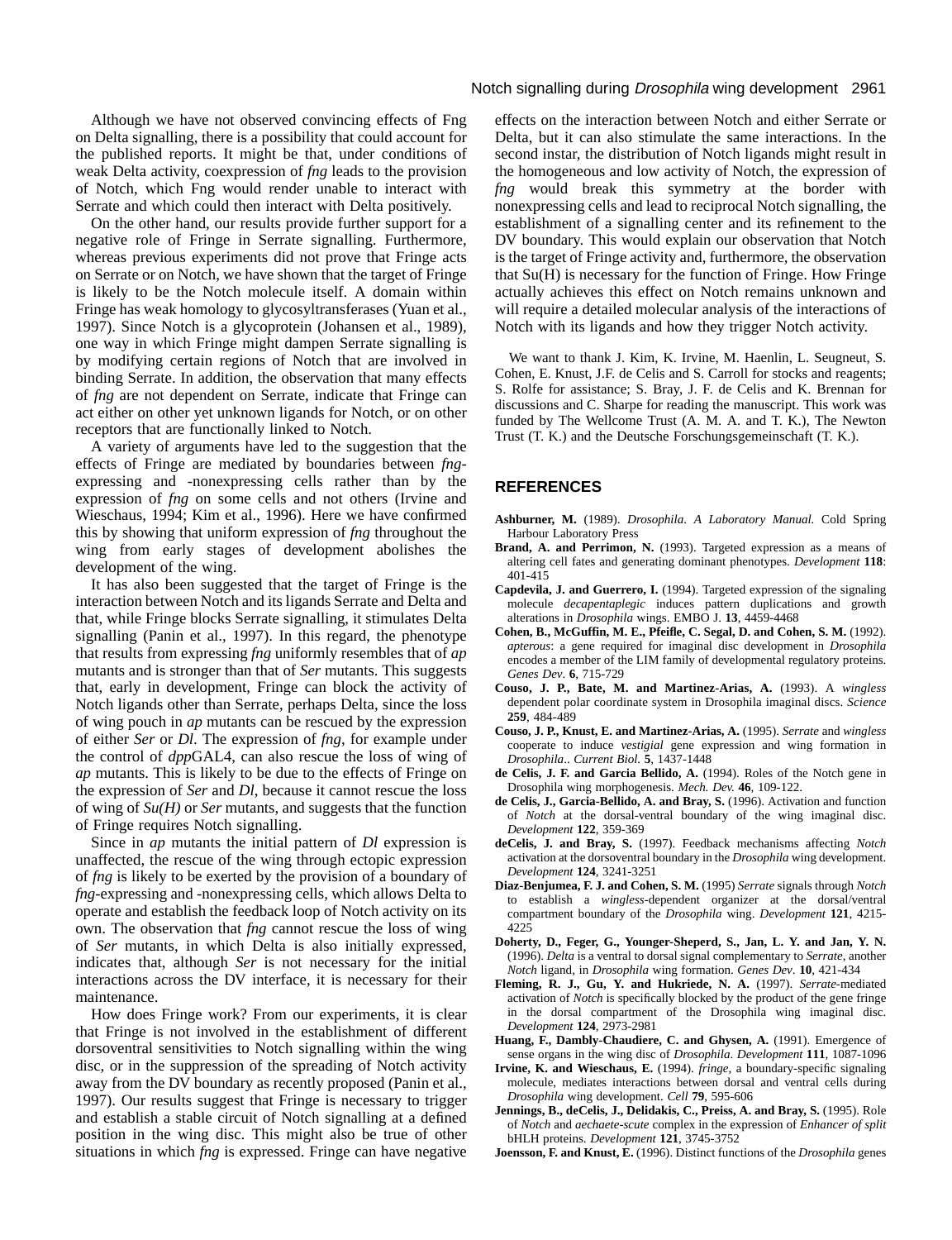Although we have not observed convincing effects of Fng on Delta signalling, there is a possibility that could account for the published reports. It might be that, under conditions of weak Delta activity, coexpression of *fng* leads to the provision of Notch, which Fng would render unable to interact with Serrate and which could then interact with Delta positively.

On the other hand, our results provide further support for a negative role of Fringe in Serrate signalling. Furthermore, whereas previous experiments did not prove that Fringe acts on Serrate or on Notch, we have shown that the target of Fringe is likely to be the Notch molecule itself. A domain within Fringe has weak homology to glycosyltransferases (Yuan et al., 1997). Since Notch is a glycoprotein (Johansen et al., 1989), one way in which Fringe might dampen Serrate signalling is by modifying certain regions of Notch that are involved in binding Serrate. In addition, the observation that many effects of *fng* are not dependent on Serrate, indicate that Fringe can act either on other yet unknown ligands for Notch, or on other receptors that are functionally linked to Notch.

A variety of arguments have led to the suggestion that the effects of Fringe are mediated by boundaries between *fng*-expressing and -nonexpressing cells rather than by the expression of *fng* on some cells and not others (Irvine and Wieschaus, 1994; Kim et al., 1996). Here we have confirmed this by showing that uniform expression of *fng* throughout the wing from early stages of development abolishes the development of the wing.

It has also been suggested that the target of Fringe is the interaction between Notch and its ligands Serrate and Delta and that, while Fringe blocks Serrate signalling, it stimulates Delta signalling (Panin et al., 1997). In this regard, the phenotype that results from expressing *fng* uniformly resembles that of *ap* mutants and is stronger than that of *Ser* mutants. This suggests that, early in development, Fringe can block the activity of Notch ligands other than Serrate, perhaps Delta, since the loss of wing pouch in *ap* mutants can be rescued by the expression of either *Ser* or *Dl*. The expression of *fng*, for example under the control of *dpp*GAL4, can also rescue the loss of wing of *ap* mutants. This is likely to be due to the effects of Fringe on the expression of *Ser* and *Dl*, because it cannot rescue the loss of wing of *Su(H)* or *Ser* mutants, and suggests that the function of Fringe requires Notch signalling.

Since in *ap* mutants the initial pattern of *Dl* expression is unaffected, the rescue of the wing through ectopic expression of *fng* is likely to be exerted by the provision of a boundary of *fng*-expressing and -nonexpressing cells, which allows Delta to operate and establish the feedback loop of Notch activity on its own. The observation that *fng* cannot rescue the loss of wing of *Ser* mutants, in which Delta is also initially expressed, indicates that, although *Ser* is not necessary for the initial interactions across the DV interface, it is necessary for their maintenance.

How does Fringe work? From our experiments, it is clear that Fringe is not involved in the establishment of different dorsoventral sensitivities to Notch signalling within the wing disc, or in the suppression of the spreading of Notch activity away from the DV boundary as recently proposed (Panin et al., 1997). Our results suggest that Fringe is necessary to trigger and establish a stable circuit of Notch signalling at a defined position in the wing disc. This might also be true of other situations in which *fng* is expressed. Fringe can have negative effects on the interaction between Notch and either Serrate or Delta, but it can also stimulate the same interactions. In the second instar, the distribution of Notch ligands might result in the homogeneous and low activity of Notch, the expression of *fng* would break this symmetry at the border with nonexpressing cells and lead to reciprocal Notch signalling, the establishment of a signalling center and its refinement to the DV boundary. This would explain our observation that Notch is the target of Fringe activity and, furthermore, the observation that Su(H) is necessary for the function of Fringe. How Fringe actually achieves this effect on Notch remains unknown and will require a detailed molecular analysis of the interactions of Notch with its ligands and how they trigger Notch activity.

We want to thank J. Kim, K. Irvine, M. Haenlin, L. Seugneut, S. Cohen, E. Knust, J.F. de Celis and S. Carroll for stocks and reagents; S. Rolfe for assistance; S. Bray, J. F. de Celis and K. Brennan for discussions and C. Sharpe for reading the manuscript. This work was funded by The Wellcome Trust (A. M. A. and T. K.), The Newton Trust (T. K.) and the Deutsche Forschungsgemeinschaft (T. K.).

## REFERENCES

**Ashburner, M.** (1989). *Drosophila. A Laboratory Manual.* Cold Spring Harbour Laboratory Press

**Brand, A. and Perrimon, N.** (1993). Targeted expression as a means of altering cell fates and generating dominant phenotypes. *Development* **118**: 401-415

**Capdevila, J. and Guerrero, I.** (1994). Targeted expression of the signaling molecule *decapentaplegic* induces pattern duplications and growth alterations in *Drosophila* wings. EMBO J. **13**, 4459-4468

**Cohen, B., McGuffin, M. E., Pfeifle, C. Segal, D. and Cohen, S. M.** (1992). *apterous*: a gene required for imaginal disc development in *Drosophila* encodes a member of the LIM family of developmental regulatory proteins. *Genes Dev*. **6**, 715-729

**Couso, J. P., Bate, M. and Martinez-Arias, A.** (1993). A *wingless* dependent polar coordinate system in Drosophila imaginal discs. *Science* **259**, 484-489

**Couso, J. P., Knust, E. and Martinez-Arias, A.** (1995). *Serrate* and *wingless* cooperate to induce *vestigial* gene expression and wing formation in *Drosophila*.. *Current Biol*. **5**, 1437-1448

**de Celis, J. F. and Garcia Bellido, A.** (1994). Roles of the Notch gene in Drosophila wing morphogenesis. *Mech. Dev.* **46**, 109-122.

**de Celis, J., Garcia-Bellido, A. and Bray, S.** (1996). Activation and function of *Notch* at the dorsal-ventral boundary of the wing imaginal disc. *Development* **122**, 359-369

**deCelis, J. and Bray, S.** (1997). Feedback mechanisms affecting *Notch* activation at the dorsoventral boundary in the *Drosophila* wing development. *Development* **124**, 3241-3251

**Diaz-Benjumea, F. J. and Cohen, S. M.** (1995) *Serrate* signals through *Notch* to establish a *wingless*-dependent organizer at the dorsal/ventral compartment boundary of the *Drosophila* wing. *Development* **121**, 4215-4225

**Doherty, D., Feger, G., Younger-Sheperd, S., Jan, L. Y. and Jan, Y. N.** (1996). *Delta* is a ventral to dorsal signal complementary to *Serrate*, another *Notch* ligand, in *Drosophila* wing formation. *Genes Dev*. **10**, 421-434

**Fleming, R. J., Gu, Y. and Hukriede, N. A.** (1997). *Serrate*-mediated activation of *Notch* is specifically blocked by the product of the gene fringe in the dorsal compartment of the Drosophila wing imaginal disc. *Development* **124**, 2973-2981

**Huang, F., Dambly-Chaudiere, C. and Ghysen, A.** (1991). Emergence of sense organs in the wing disc of *Drosophila*. *Development* **111**, 1087-1096

**Irvine, K. and Wieschaus, E.** (1994). *fringe*, a boundary-specific signaling molecule, mediates interactions between dorsal and ventral cells during *Drosophila* wing development. *Cell* **79**, 595-606

**Jennings, B., deCelis, J., Delidakis, C., Preiss, A. and Bray, S.** (1995). Role of *Notch* and *aechaete-scute* complex in the expression of *Enhancer of split* bHLH proteins. *Development* **121**, 3745-3752

**Joensson, F. and Knust, E.** (1996). Distinct functions of the *Drosophila* genes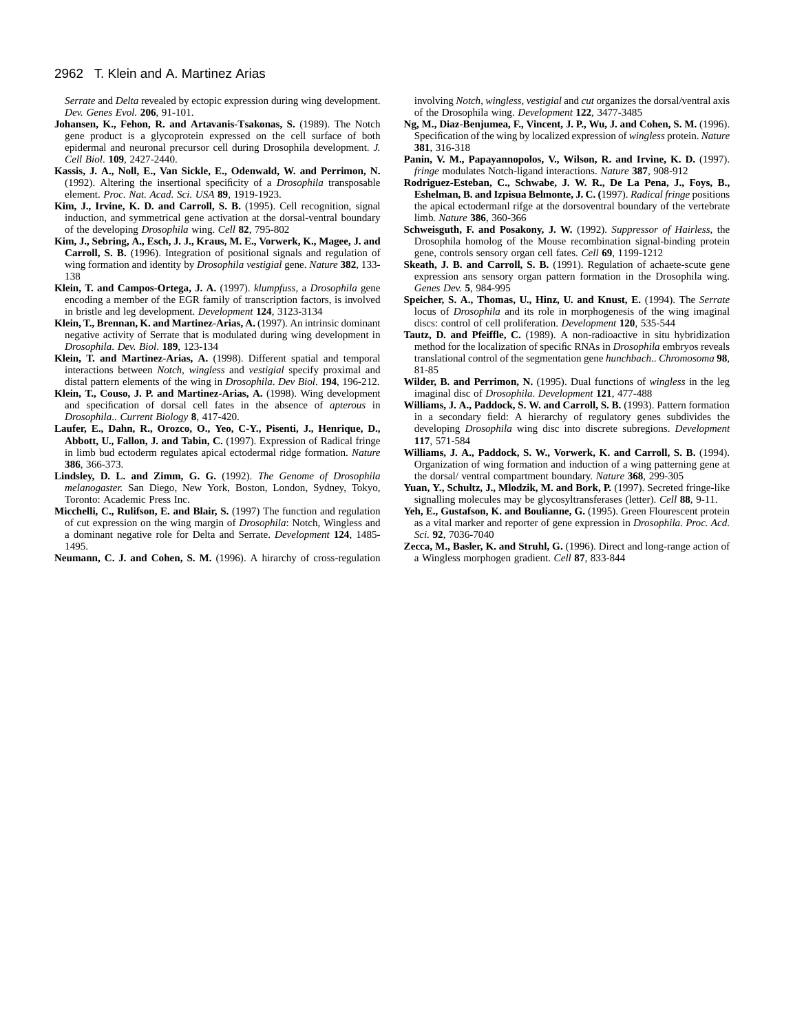*Serrate* and *Delta* revealed by ectopic expression during wing development. *Dev. Genes Evol.* **206**, 91-101.

**Johansen, K., Fehon, R. and Artavanis-Tsakonas, S.** (1989). The Notch gene product is a glycoprotein expressed on the cell surface of both epidermal and neuronal precursor cell during Drosophila development. *J. Cell Biol*. **109**, 2427-2440.

**Kassis, J. A., Noll, E., Van Sickle, E., Odenwald, W. and Perrimon, N.** (1992). Altering the insertional specificity of a *Drosophila* transposable element. *Proc. Nat. Acad. Sci. USA* **89**, 1919-1923.

**Kim, J., Irvine, K. D. and Carroll, S. B.** (1995). Cell recognition, signal induction, and symmetrical gene activation at the dorsal-ventral boundary of the developing *Drosophila* wing. *Cell* **82**, 795-802

**Kim, J., Sebring, A., Esch, J. J., Kraus, M. E., Vorwerk, K., Magee, J. and Carroll, S. B.** (1996). Integration of positional signals and regulation of wing formation and identity by *Drosophila vestigial* gene. *Nature* **382**, 133-138

**Klein, T. and Campos-Ortega, J. A.** (1997). *klumpfuss*, a *Drosophila* gene encoding a member of the EGR family of transcription factors, is involved in bristle and leg development. *Development* **124**, 3123-3134

**Klein, T., Brennan, K. and Martinez-Arias, A.** (1997). An intrinsic dominant negative activity of Serrate that is modulated during wing development in *Drosophila*. *Dev. Biol*. **189**, 123-134

**Klein, T. and Martinez-Arias, A.** (1998). Different spatial and temporal interactions between *Notch*, *wingless* and *vestigial* specify proximal and distal pattern elements of the wing in *Drosophila*. *Dev Biol*. **194**, 196-212.

**Klein, T., Couso, J. P. and Martinez-Arias, A.** (1998). Wing development and specification of dorsal cell fates in the absence of *apterous* in *Drosophila*.. *Current Biology* **8**, 417-420.

**Laufer, E., Dahn, R., Orozco, O., Yeo, C-Y., Pisenti, J., Henrique, D., Abbott, U., Fallon, J. and Tabin, C.** (1997). Expression of Radical fringe in limb bud ectoderm regulates apical ectodermal ridge formation. *Nature* **386**, 366-373.

**Lindsley, D. L. and Zimm, G. G.** (1992). *The Genome of Drosophila melanogaster.* San Diego, New York, Boston, London, Sydney, Tokyo, Toronto: Academic Press Inc.

**Micchelli, C., Rulifson, E. and Blair, S.** (1997) The function and regulation of cut expression on the wing margin of *Drosophila*: Notch, Wingless and a dominant negative role for Delta and Serrate. *Development* **124**, 1485-1495.

**Neumann, C. J. and Cohen, S. M.** (1996). A hirarchy of cross-regulation involving *Notch*, *wingless*, *vestigial* and *cut* organizes the dorsal/ventral axis of the Drosophila wing. *Development* **122**, 3477-3485

**Ng, M., Diaz-Benjumea, F., Vincent, J. P., Wu, J. and Cohen, S. M.** (1996). Specification of the wing by localized expression of *wingless* protein. *Nature* **381**, 316-318

**Panin, V. M., Papayannopolos, V., Wilson, R. and Irvine, K. D.** (1997). *fringe* modulates Notch-ligand interactions. *Nature* **387**, 908-912

**Rodriguez-Esteban, C., Schwabe, J. W. R., De La Pena, J., Foys, B., Eshelman, B. and Izpisua Belmonte, J. C. (**1997). *Radical fringe* positions the apical ectodermanl rifge at the dorsoventral boundary of the vertebrate limb. *Nature* **386**, 360-366

**Schweisguth, F. and Posakony, J. W.** (1992). *Suppressor of Hairless*, the Drosophila homolog of the Mouse recombination signal-binding protein gene, controls sensory organ cell fates. *Cell* **69**, 1199-1212

**Skeath, J. B. and Carroll, S. B.** (1991). Regulation of achaete-scute gene expression ans sensory organ pattern formation in the Drosophila wing. *Genes Dev.* **5**, 984-995

**Speicher, S. A., Thomas, U., Hinz, U. and Knust, E.** (1994). The *Serrate* locus of *Drosophila* and its role in morphogenesis of the wing imaginal discs: control of cell proliferation. *Development* **120**, 535-544

**Tautz, D. and Pfeiffle, C.** (1989). A non-radioactive in situ hybridization method for the localization of specific RNAs in *Drosophila* embryos reveals translational control of the segmentation gene *hunchbach*.. *Chromosoma* **98**, 81-85

**Wilder, B. and Perrimon, N.** (1995). Dual functions of *wingless* in the leg imaginal disc of *Drosophila*. *Development* **121**, 477-488

**Williams, J. A., Paddock, S. W. and Carroll, S. B.** (1993). Pattern formation in a secondary field: A hierarchy of regulatory genes subdivides the developing *Drosophila* wing disc into discrete subregions. *Development* **117**, 571-584

**Williams, J. A., Paddock, S. W., Vorwerk, K. and Carroll, S. B.** (1994). Organization of wing formation and induction of a wing patterning gene at the dorsal/ ventral compartment boundary. *Nature* **368**, 299-305

**Yuan, Y., Schultz, J., Mlodzik, M. and Bork, P.** (1997). Secreted fringe-like signalling molecules may be glycosyltransferases (letter). *Cell* **88**, 9-11.

**Yeh, E., Gustafson, K. and Boulianne, G.** (1995). Green Flourescent protein as a vital marker and reporter of gene expression in *Drosophila*. *Proc. Acd. Sci.* **92**, 7036-7040

**Zecca, M., Basler, K. and Struhl, G.** (1996). Direct and long-range action of a Wingless morphogen gradient. *Cell* **87**, 833-844